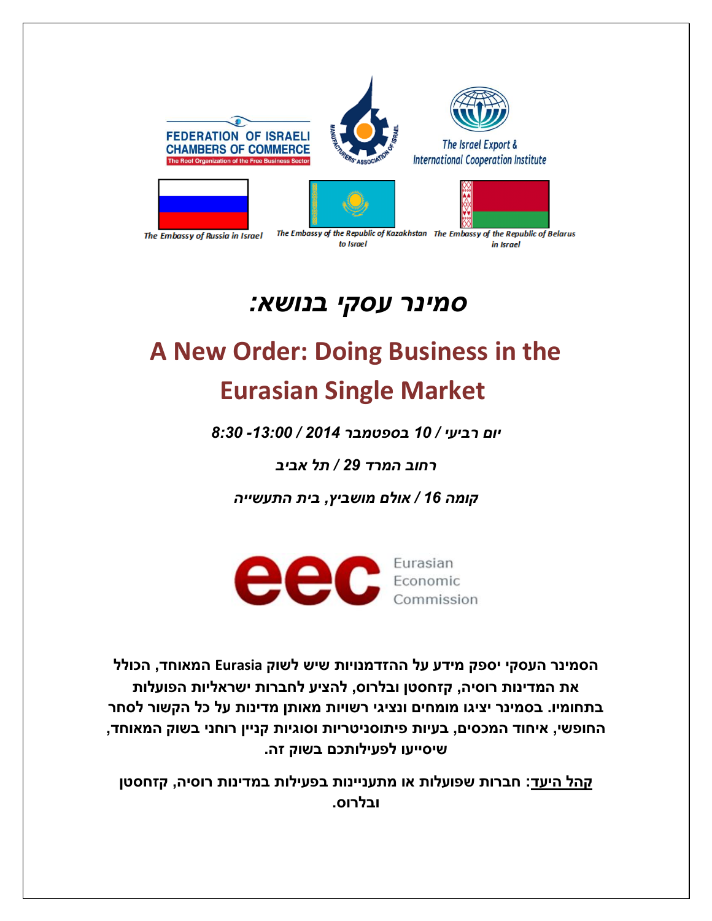FEDERATION OF ISRAELI CHAMBERS OF COMMERCE
The Roof Organization of the Free Business Sector

MANUFACTURERS' ASSOCIATION OF ISRAEL

The Israel Export & International Cooperation Institute

The Embassy of Russia in Israel

The Embassy of the Republic of Kazakhstan to Israel

The Embassy of the Republic of Belarus in Israel

# *סמינר עסקי בנושא:*

# A New Order: Doing Business in the Eurasian Single Market

***יום רביעי / 10 בספטמבר 2014 / 13:00- 8:30***

***רחוב המרד 29 / תל אביב***

***קומה 16 / אולם מושביץ, בית התעשייה***

eec Eurasian Economic Commission

**הסמינר העסקי יספק מידע על ההזדמנויות שיש לשוק Eurasia המאוחד, הכולל את המדינות רוסיה, קזחסטן ובלרוס, להציע לחברות ישראליות הפועלות בתחומיו. בסמינר יציגו מומחים ונציגי רשויות מאותן מדינות על כל הקשור לסחר החופשי, איחוד המכסים, בעיות פיתוסניטריות וסוגיות קניין רוחני בשוק המאוחד, שיסייעו לפעילותכם בשוק זה.**

**קהל היעד: חברות שפועלות או מתעניינות בפעילות במדינות רוסיה, קזחסטן ובלרוס.**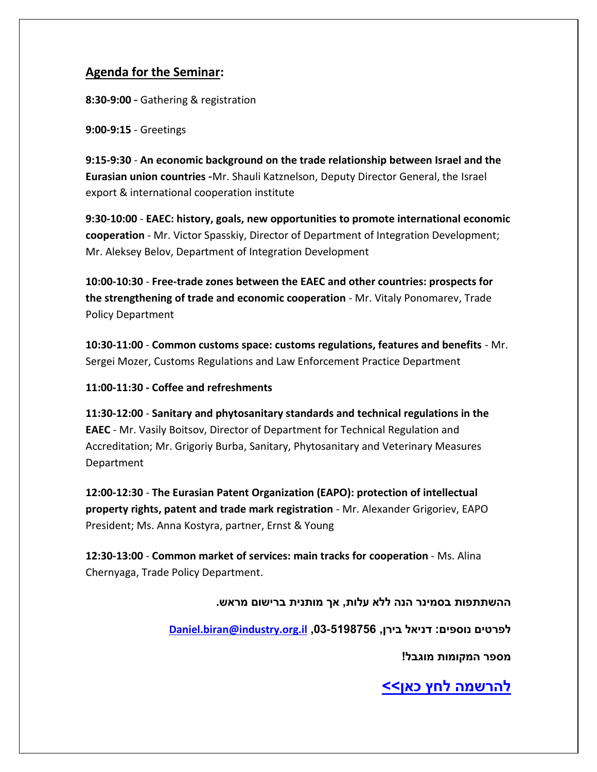## **Agenda for the Seminar:**

**8:30-9:00 -** Gathering & registration

**9:00-9:15** - Greetings

**9:15-9:30** - **An economic background on the trade relationship between Israel and the Eurasian union countries -**Mr. Shauli Katznelson, Deputy Director General, the Israel export & international cooperation institute

**9:30-10:00** - **EAEC: history, goals, new opportunities to promote international economic cooperation** - Mr. Victor Spasskiy, Director of Department of Integration Development; Mr. Aleksey Belov, Department of Integration Development

**10:00-10:30** - **Free-trade zones between the EAEC and other countries: prospects for the strengthening of trade and economic cooperation** - Mr. Vitaly Ponomarev, Trade Policy Department

**10:30-11:00** - **Common customs space: customs regulations, features and benefits** - Mr. Sergei Mozer, Customs Regulations and Law Enforcement Practice Department

**11:00-11:30 - Coffee and refreshments**

**11:30-12:00** - **Sanitary and phytosanitary standards and technical regulations in the EAEC** - Mr. Vasily Boitsov, Director of Department for Technical Regulation and Accreditation; Mr. Grigoriy Burba, Sanitary, Phytosanitary and Veterinary Measures Department

**12:00-12:30** - **The Eurasian Patent Organization (EAPO): protection of intellectual property rights, patent and trade mark registration** - Mr. Alexander Grigoriev, EAPO President; Ms. Anna Kostyra, partner, Ernst & Young

**12:30-13:00** - **Common market of services: main tracks for cooperation** - Ms. Alina Chernyaga, Trade Policy Department.

**ההשתתפות בסמינר הנה ללא עלות, אך מותנית ברישום מראש.**

**לפרטים נוספים: דניאל בירן, 03-5198756, Daniel.biran@industry.org.il**

**מספר המקומות מוגבל!**

**להרשמה לחץ כאן>>**